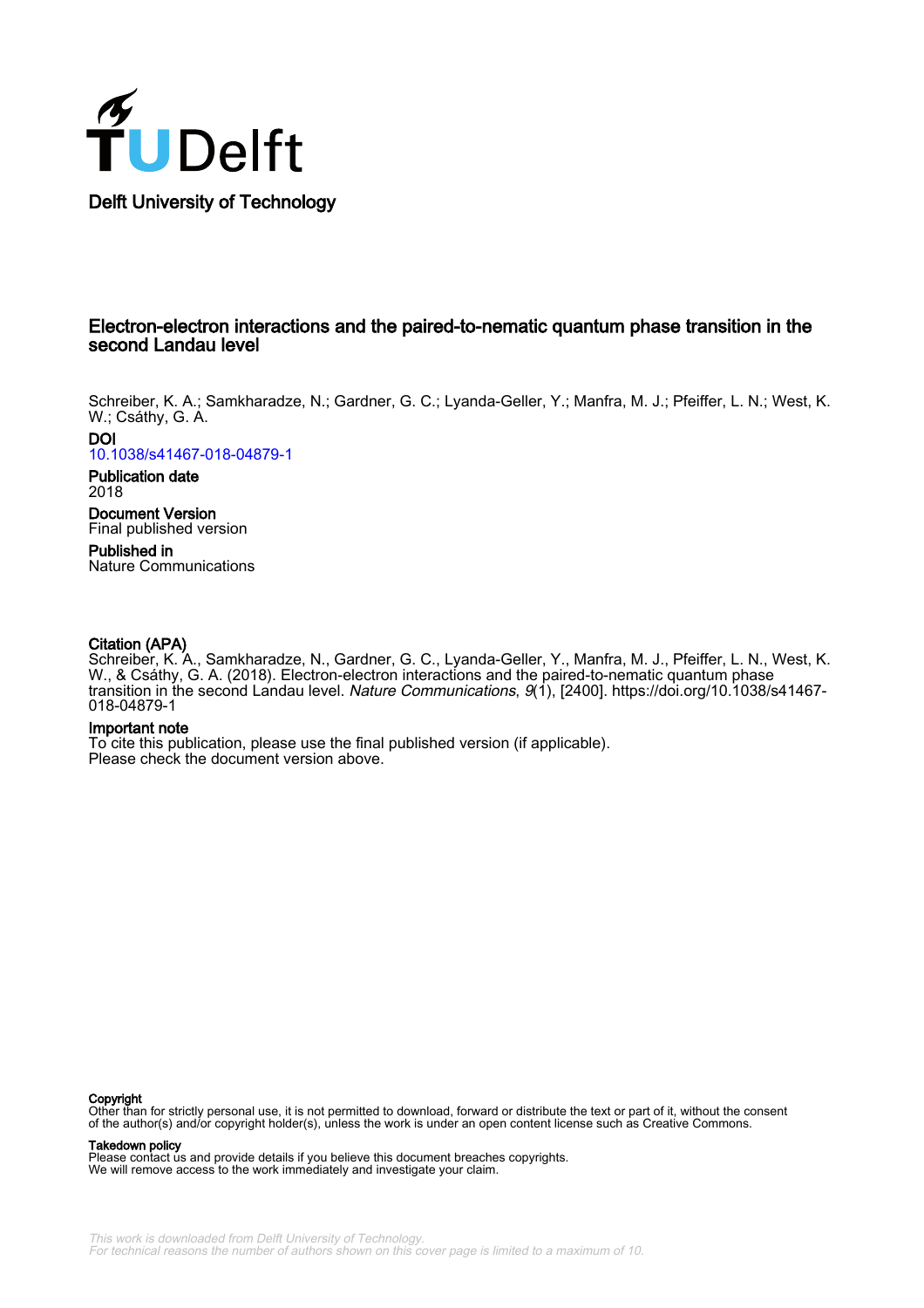Delft University of Technology

# Electron-electron interactions and the paired-to-nematic quantum phase transition in the second Landau level

Schreiber, K. A.; Samkharadze, N.; Gardner, G. C.; Lyanda-Geller, Y.; Manfra, M. J.; Pfeiffer, L. N.; West, K. W.; Csáthy, G. A.

**DOI**
10.1038/s41467-018-04879-1

**Publication date**
2018

**Document Version**
Final published version

**Published in**
Nature Communications

**Citation (APA)**
Schreiber, K. A., Samkharadze, N., Gardner, G. C., Lyanda-Geller, Y., Manfra, M. J., Pfeiffer, L. N., West, K. W., & Csáthy, G. A. (2018). Electron-electron interactions and the paired-to-nematic quantum phase transition in the second Landau level. *Nature Communications*, *9*(1), [2400]. https://doi.org/10.1038/s41467-018-04879-1

**Important note**
To cite this publication, please use the final published version (if applicable).
Please check the document version above.

**Copyright**
Other than for strictly personal use, it is not permitted to download, forward or distribute the text or part of it, without the consent of the author(s) and/or copyright holder(s), unless the work is under an open content license such as Creative Commons.

**Takedown policy**
Please contact us and provide details if you believe this document breaches copyrights.
We will remove access to the work immediately and investigate your claim.

This work is downloaded from Delft University of Technology.
For technical reasons the number of authors shown on this cover page is limited to a maximum of 10.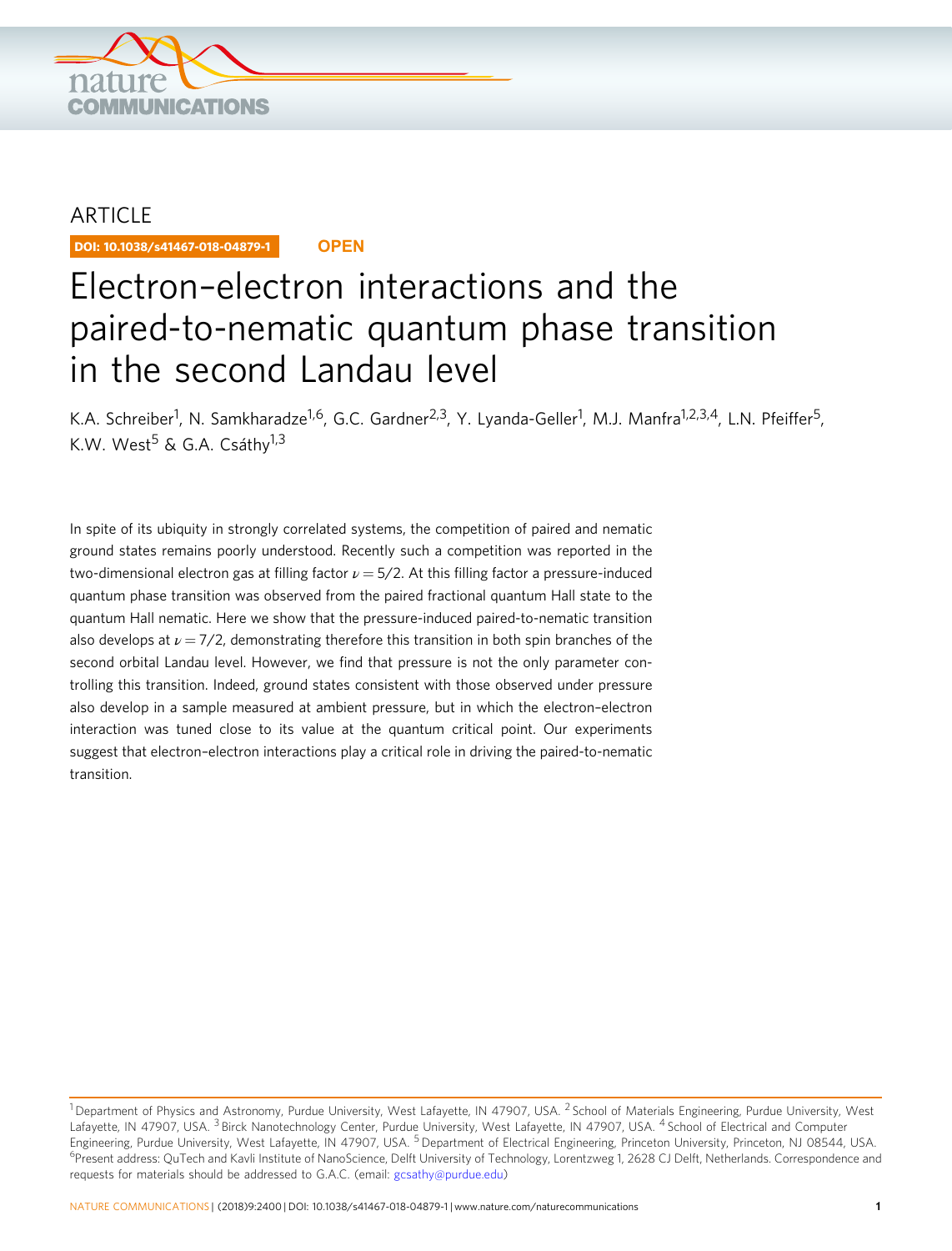ARTICLE

DOI: 10.1038/s41467-018-04879-1

OPEN

# Electron–electron interactions and the paired-to-nematic quantum phase transition in the second Landau level

K.A. Schreiber[1], N. Samkharadze[1,6], G.C. Gardner[2,3], Y. Lyanda-Geller[1], M.J. Manfra[1,2,3,4], L.N. Pfeiffer[5], K.W. West[5] & G.A. Csáthy[1,3]

In spite of its ubiquity in strongly correlated systems, the competition of paired and nematic ground states remains poorly understood. Recently such a competition was reported in the two-dimensional electron gas at filling factor $\nu = 5/2$. At this filling factor a pressure-induced quantum phase transition was observed from the paired fractional quantum Hall state to the quantum Hall nematic. Here we show that the pressure-induced paired-to-nematic transition also develops at $\nu = 7/2$, demonstrating therefore this transition in both spin branches of the second orbital Landau level. However, we find that pressure is not the only parameter controlling this transition. Indeed, ground states consistent with those observed under pressure also develop in a sample measured at ambient pressure, but in which the electron–electron interaction was tuned close to its value at the quantum critical point. Our experiments suggest that electron–electron interactions play a critical role in driving the paired-to-nematic transition.

[1] Department of Physics and Astronomy, Purdue University, West Lafayette, IN 47907, USA. [2] School of Materials Engineering, Purdue University, West Lafayette, IN 47907, USA. [3] Birck Nanotechnology Center, Purdue University, West Lafayette, IN 47907, USA. [4] School of Electrical and Computer Engineering, Purdue University, West Lafayette, IN 47907, USA. [5] Department of Electrical Engineering, Princeton University, Princeton, NJ 08544, USA. [6] Present address: QuTech and Kavli Institute of NanoScience, Delft University of Technology, Lorentzweg 1, 2628 CJ Delft, Netherlands. Correspondence and requests for materials should be addressed to G.A.C. (email: gcsathy@purdue.edu)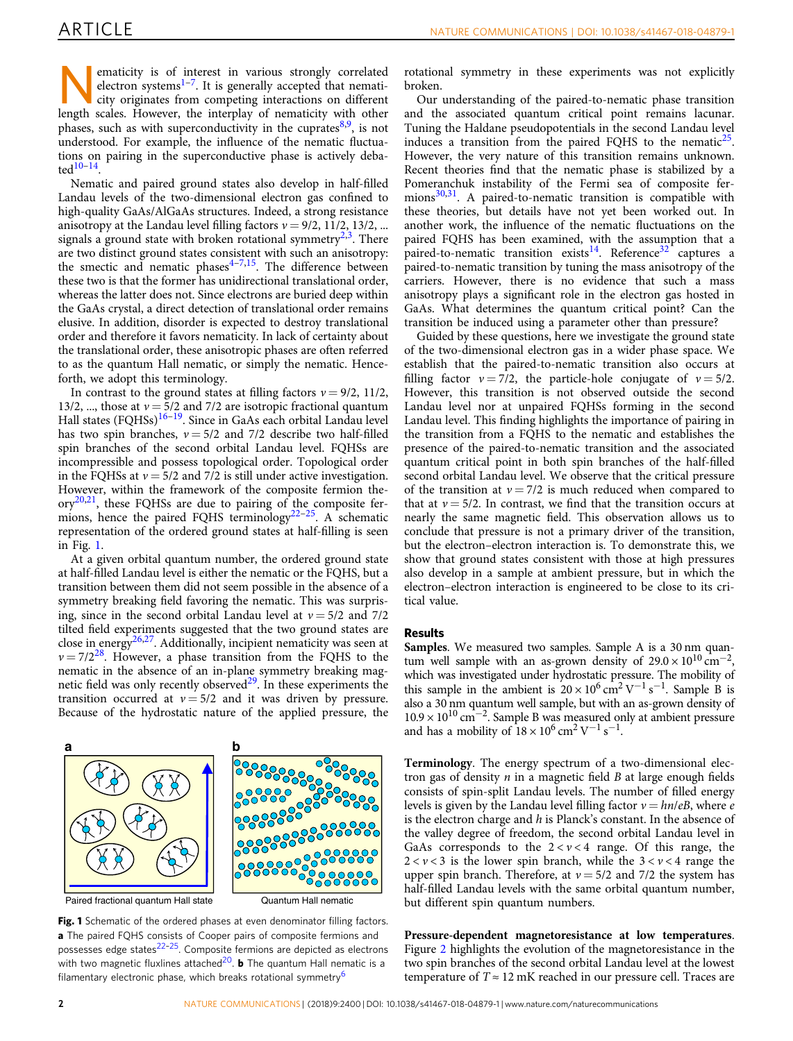Nematicity is of interest in various strongly correlated electron systems[1–7]. It is generally accepted that nematicity originates from competing interactions on different length scales. However, the interplay of nematicity with other phases, such as with superconductivity in the cuprates[8,9], is not understood. For example, the influence of the nematic fluctuations on pairing in the superconductive phase is actively debated[10–14].

Nematic and paired ground states also develop in half-filled Landau levels of the two-dimensional electron gas confined to high-quality GaAs/AlGaAs structures. Indeed, a strong resistance anisotropy at the Landau level filling factors $\nu = 9/2$, $11/2$, $13/2$, ... signals a ground state with broken rotational symmetry[2,3]. There are two distinct ground states consistent with such an anisotropy: the smectic and nematic phases[4–7,15]. The difference between these two is that the former has unidirectional translational order, whereas the latter does not. Since electrons are buried deep within the GaAs crystal, a direct detection of translational order remains elusive. In addition, disorder is expected to destroy translational order and therefore it favors nematicity. In lack of certainty about the translational order, these anisotropic phases are often referred to as the quantum Hall nematic, or simply the nematic. Henceforth, we adopt this terminology.

In contrast to the ground states at filling factors $\nu = 9/2$, $11/2$, $13/2$, ..., those at $\nu = 5/2$ and $7/2$ are isotropic fractional quantum Hall states (FQHSs)[16–19]. Since in GaAs each orbital Landau level has two spin branches, $\nu = 5/2$ and $7/2$ describe two half-filled spin branches of the second orbital Landau level. FQHSs are incompressible and possess topological order. Topological order in the FQHSs at $\nu = 5/2$ and $7/2$ is still under active investigation. However, within the framework of the composite fermion theory[20,21], these FQHSs are due to pairing of the composite fermions, hence the paired FQHS terminology[22–25]. A schematic representation of the ordered ground states at half-filling is seen in Fig. 1.

At a given orbital quantum number, the ordered ground state at half-filled Landau level is either the nematic or the FQHS, but a transition between them did not seem possible in the absence of a symmetry breaking field favoring the nematic. This was surprising, since in the second orbital Landau level at $\nu = 5/2$ and $7/2$ tilted field experiments suggested that the two ground states are close in energy[26,27]. Additionally, incipient nematicity was seen at $\nu = 7/2$[28]. However, a phase transition from the FQHS to the nematic in the absence of an in-plane symmetry breaking magnetic field was only recently observed[29]. In these experiments the transition occurred at $\nu = 5/2$ and it was driven by pressure. Because of the hydrostatic nature of the applied pressure, the rotational symmetry in these experiments was not explicitly broken.

Paired fractional quantum Hall state

Quantum Hall nematic

**Fig. 1** Schematic of the ordered phases at even denominator filling factors. **a** The paired FQHS consists of Cooper pairs of composite fermions and possesses edge states[22–25]. Composite fermions are depicted as electrons with two magnetic fluxlines attached[20]. **b** The quantum Hall nematic is a filamentary electronic phase, which breaks rotational symmetry[6]

Our understanding of the paired-to-nematic phase transition and the associated quantum critical point remains lacunar. Tuning the Haldane pseudopotentials in the second Landau level induces a transition from the paired FQHS to the nematic[25]. However, the very nature of this transition remains unknown. Recent theories find that the nematic phase is stabilized by a Pomeranchuk instability of the Fermi sea of composite fermions[30,31]. A paired-to-nematic transition is compatible with these theories, but details have not yet been worked out. In another work, the influence of the nematic fluctuations on the paired FQHS has been examined, with the assumption that a paired-to-nematic transition exists[14]. Reference[32] captures a paired-to-nematic transition by tuning the mass anisotropy of the carriers. However, there is no evidence that such a mass anisotropy plays a significant role in the electron gas hosted in GaAs. What determines the quantum critical point? Can the transition be induced using a parameter other than pressure?

Guided by these questions, here we investigate the ground state of the two-dimensional electron gas in a wider phase space. We establish that the paired-to-nematic transition also occurs at filling factor $\nu = 7/2$, the particle-hole conjugate of $\nu = 5/2$. However, this transition is not observed outside the second Landau level nor at unpaired FQHSs forming in the second Landau level. This finding highlights the importance of pairing in the transition from a FQHS to the nematic and establishes the presence of the paired-to-nematic transition and the associated quantum critical point in both spin branches of the half-filled second orbital Landau level. We observe that the critical pressure of the transition at $\nu = 7/2$ is much reduced when compared to that at $\nu = 5/2$. In contrast, we find that the transition occurs at nearly the same magnetic field. This observation allows us to conclude that pressure is not a primary driver of the transition, but the electron–electron interaction is. To demonstrate this, we show that ground states consistent with those at high pressures also develop in a sample at ambient pressure, but in which the electron–electron interaction is engineered to be close to its critical value.

## Results

**Samples**. We measured two samples. Sample A is a 30 nm quantum well sample with an as-grown density of $29.0 \times 10^{10}\,\mathrm{cm}^{-2}$, which was investigated under hydrostatic pressure. The mobility of this sample in the ambient is $20 \times 10^6\,\mathrm{cm}^2\,\mathrm{V}^{-1}\,\mathrm{s}^{-1}$. Sample B is also a 30 nm quantum well sample, but with an as-grown density of $10.9 \times 10^{10}\,\mathrm{cm}^{-2}$. Sample B was measured only at ambient pressure and has a mobility of $18 \times 10^6\,\mathrm{cm}^2\,\mathrm{V}^{-1}\,\mathrm{s}^{-1}$.

**Terminology**. The energy spectrum of a two-dimensional electron gas of density $n$ in a magnetic field $B$ at large enough fields consists of spin-split Landau levels. The number of filled energy levels is given by the Landau level filling factor $\nu = hn/eB$, where $e$ is the electron charge and $h$ is Planck's constant. In the absence of the valley degree of freedom, the second orbital Landau level in GaAs corresponds to the $2 < \nu < 4$ range. Of this range, the $2 < \nu < 3$ is the lower spin branch, while the $3 < \nu < 4$ range the upper spin branch. Therefore, at $\nu = 5/2$ and $7/2$ the system has half-filled Landau levels with the same orbital quantum number, but different spin quantum numbers.

**Pressure-dependent magnetoresistance at low temperatures**. Figure 2 highlights the evolution of the magnetoresistance in the two spin branches of the second orbital Landau level at the lowest temperature of $T \approx 12$ mK reached in our pressure cell. Traces are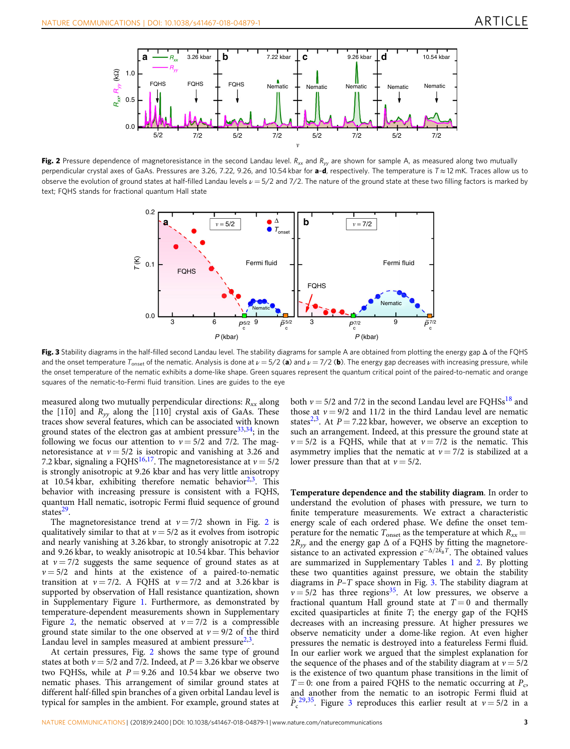**Fig. 2** Pressure dependence of magnetoresistance in the second Landau level. $R_{xx}$ and $R_{yy}$ are shown for sample A, as measured along two mutually perpendicular crystal axes of GaAs. Pressures are 3.26, 7.22, 9.26, and 10.54 kbar for **a**–**d**, respectively. The temperature is $T \approx 12$ mK. Traces allow us to observe the evolution of ground states at half-filled Landau levels $\nu = 5/2$ and 7/2. The nature of the ground state at these two filling factors is marked by text; FQHS stands for fractional quantum Hall state

**Fig. 3** Stability diagrams in the half-filled second Landau level. The stability diagrams for sample A are obtained from plotting the energy gap $\Delta$ of the FQHS and the onset temperature $T_{\rm onset}$ of the nematic. Analysis is done at $\nu = 5/2$ (**a**) and $\nu = 7/2$ (**b**). The energy gap decreases with increasing pressure, while the onset temperature of the nematic exhibits a dome-like shape. Green squares represent the quantum critical point of the paired-to-nematic and orange squares of the nematic-to-Fermi fluid transition. Lines are guides to the eye

measured along two mutually perpendicular directions: $R_{xx}$ along the $[1\bar{1}0]$ and $R_{yy}$ along the [110] crystal axis of GaAs. These traces show several features, which can be associated with known ground states of the electron gas at ambient pressure[33,34]; in the following we focus our attention to $\nu = 5/2$ and 7/2. The magnetoresistance at $\nu = 5/2$ is isotropic and vanishing at 3.26 and 7.2 kbar, signaling a FQHS[16,17]. The magnetoresistance at $\nu = 5/2$ is strongly anisotropic at 9.26 kbar and has very little anisotropy at 10.54 kbar, exhibiting therefore nematic behavior[2,3]. This behavior with increasing pressure is consistent with a FQHS, quantum Hall nematic, isotropic Fermi fluid sequence of ground states[29].

The magnetoresistance trend at $\nu = 7/2$ shown in Fig. 2 is qualitatively similar to that at $\nu = 5/2$ as it evolves from isotropic and nearly vanishing at 3.26 kbar, to strongly anisotropic at 7.22 and 9.26 kbar, to weakly anisotropic at 10.54 kbar. This behavior at $\nu = 7/2$ suggests the same sequence of ground states as at $\nu = 5/2$ and hints at the existence of a paired-to-nematic transition at $\nu = 7/2$. A FQHS at $\nu = 7/2$ and at 3.26 kbar is supported by observation of Hall resistance quantization, shown in Supplementary Figure 1. Furthermore, as demonstrated by temperature-dependent measurements shown in Supplementary Figure 2, the nematic observed at $\nu = 7/2$ is a compressible ground state similar to the one observed at $\nu = 9/2$ of the third Landau level in samples measured at ambient pressure[2,3].

At certain pressures, Fig. 2 shows the same type of ground states at both $\nu = 5/2$ and 7/2. Indeed, at $P = 3.26$ kbar we observe two FQHSs, while at $P = 9.26$ and 10.54 kbar we observe two nematic phases. This arrangement of similar ground states at different half-filled spin branches of a given orbital Landau level is typical for samples in the ambient. For example, ground states at both $\nu = 5/2$ and 7/2 in the second Landau level are FQHSs[18] and those at $\nu = 9/2$ and 11/2 in the third Landau level are nematic states[2,3]. At $P = 7.22$ kbar, however, we observe an exception to such an arrangement. Indeed, at this pressure the ground state at $\nu = 5/2$ is a FQHS, while that at $\nu = 7/2$ is the nematic. This asymmetry implies that the nematic at $\nu = 7/2$ is stabilized at a lower pressure than that at $\nu = 5/2$.

**Temperature dependence and the stability diagram**. In order to understand the evolution of phases with pressure, we turn to finite temperature measurements. We extract a characteristic energy scale of each ordered phase. We define the onset temperature for the nematic $T_{\rm onset}$ as the temperature at which $R_{xx} = 2R_{yy}$ and the energy gap $\Delta$ of a FQHS by fitting the magnetoresistance to an activated expression $e^{-\Delta/2k_BT}$. The obtained values are summarized in Supplementary Tables 1 and 2. By plotting these two quantities against pressure, we obtain the stability diagrams in $P$–$T$ space shown in Fig. 3. The stability diagram at $\nu = 5/2$ has three regions[35]. At low pressures, we observe a fractional quantum Hall ground state at $T = 0$ and thermally excited quasiparticles at finite $T$; the energy gap of the FQHS decreases with an increasing pressure. At higher pressures we observe nematicity under a dome-like region. At even higher pressures the nematic is destroyed into a featureless Fermi fluid. In our earlier work we argued that the simplest explanation for the sequence of the phases and of the stability diagram at $\nu = 5/2$ is the existence of two quantum phase transitions in the limit of $T = 0$: one from a paired FQHS to the nematic occurring at $P_c$, and another from the nematic to an isotropic Fermi fluid at $\tilde{P}_c$[29,35]. Figure 3 reproduces this earlier result at $\nu = 5/2$ in a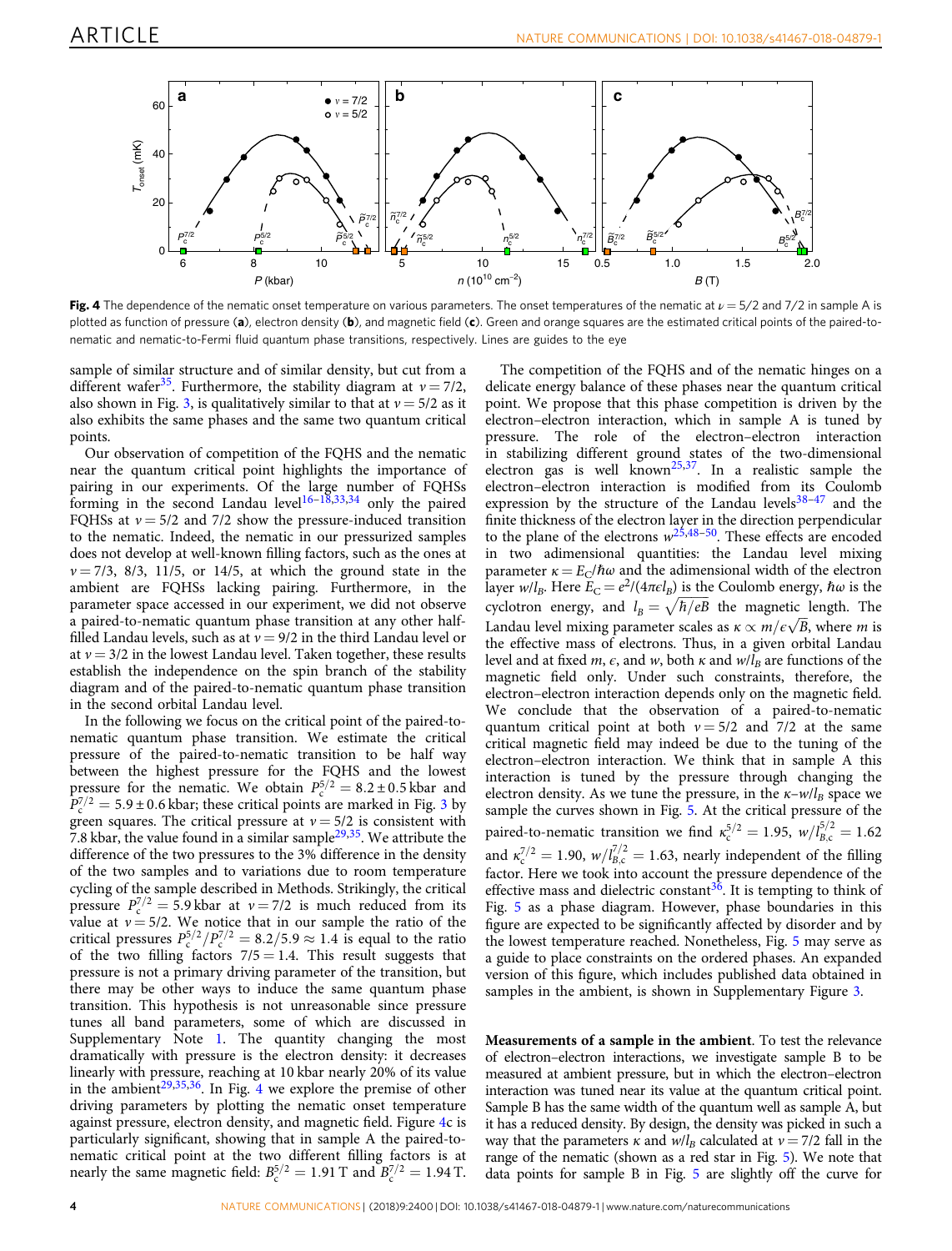**Fig. 4** The dependence of the nematic onset temperature on various parameters. The onset temperatures of the nematic at $\nu = 5/2$ and $7/2$ in sample A is plotted as function of pressure (**a**), electron density (**b**), and magnetic field (**c**). Green and orange squares are the estimated critical points of the paired-to-nematic and nematic-to-Fermi fluid quantum phase transitions, respectively. Lines are guides to the eye

sample of similar structure and of similar density, but cut from a different wafer[35]. Furthermore, the stability diagram at $\nu = 7/2$, also shown in Fig. 3, is qualitatively similar to that at $\nu = 5/2$ as it also exhibits the same phases and the same two quantum critical points.

Our observation of competition of the FQHS and the nematic near the quantum critical point highlights the importance of pairing in our experiments. Of the large number of FQHSs forming in the second Landau level[16–18,33,34] only the paired FQHSs at $\nu = 5/2$ and 7/2 show the pressure-induced transition to the nematic. Indeed, the nematic in our pressurized samples does not develop at well-known filling factors, such as the ones at $\nu = 7/3$, 8/3, 11/5, or 14/5, at which the ground state in the ambient are FQHSs lacking pairing. Furthermore, in the parameter space accessed in our experiment, we did not observe a paired-to-nematic quantum phase transition at any other half-filled Landau levels, such as at $\nu = 9/2$ in the third Landau level or at $\nu = 3/2$ in the lowest Landau level. Taken together, these results establish the independence on the spin branch of the stability diagram and of the paired-to-nematic quantum phase transition in the second orbital Landau level.

In the following we focus on the critical point of the paired-to-nematic quantum phase transition. We estimate the critical pressure of the paired-to-nematic transition to be half way between the highest pressure for the FQHS and the lowest pressure for the nematic. We obtain $P_c^{5/2} = 8.2 \pm 0.5$ kbar and $P_c^{7/2} = 5.9 \pm 0.6$ kbar; these critical points are marked in Fig. 3 by green squares. The critical pressure at $\nu = 5/2$ is consistent with 7.8 kbar, the value found in a similar sample[29,35]. We attribute the difference of the two pressures to the 3% difference in the density of the two samples and to variations due to room temperature cycling of the sample described in Methods. Strikingly, the critical pressure $P_c^{7/2} = 5.9$ kbar at $\nu = 7/2$ is much reduced from its value at $\nu = 5/2$. We notice that in our sample the ratio of the critical pressures $P_c^{5/2}/P_c^{7/2} = 8.2/5.9 \approx 1.4$ is equal to the ratio of the two filling factors $7/5 = 1.4$. This result suggests that pressure is not a primary driving parameter of the transition, but there may be other ways to induce the same quantum phase transition. This hypothesis is not unreasonable since pressure tunes all band parameters, some of which are discussed in Supplementary Note 1. The quantity changing the most dramatically with pressure is the electron density: it decreases linearly with pressure, reaching at 10 kbar nearly 20% of its value in the ambient[29,35,36]. In Fig. 4 we explore the premise of other driving parameters by plotting the nematic onset temperature against pressure, electron density, and magnetic field. Figure 4c is particularly significant, showing that in sample A the paired-to-nematic critical point at the two different filling factors is at nearly the same magnetic field: $B_c^{5/2} = 1.91$ T and $B_c^{7/2} = 1.94$ T.

The competition of the FQHS and of the nematic hinges on a delicate energy balance of these phases near the quantum critical point. We propose that this phase competition is driven by the electron–electron interaction, which in sample A is tuned by pressure. The role of the electron–electron interaction in stabilizing different ground states of the two-dimensional electron gas is well known[25,37]. In a realistic sample the electron–electron interaction is modified from its Coulomb expression by the structure of the Landau levels[38–47] and the finite thickness of the electron layer in the direction perpendicular to the plane of the electrons $w$[25,48–50]. These effects are encoded in two adimensional quantities: the Landau level mixing parameter $\kappa = E_C/\hbar\omega$ and the adimensional width of the electron layer $w/l_B$. Here $E_C = e^2/(4\pi\epsilon l_B)$ is the Coulomb energy, $\hbar\omega$ is the cyclotron energy, and $l_B = \sqrt{\hbar/eB}$ the magnetic length. The Landau level mixing parameter scales as $\kappa \propto m/\epsilon\sqrt{B}$, where $m$ is the effective mass of electrons. Thus, in a given orbital Landau level and at fixed $m$, $\epsilon$, and $w$, both $\kappa$ and $w/l_B$ are functions of the magnetic field only. Under such constraints, therefore, the electron–electron interaction depends only on the magnetic field. We conclude that the observation of a paired-to-nematic quantum critical point at both $\nu = 5/2$ and 7/2 at the same critical magnetic field may indeed be due to the tuning of the electron–electron interaction. We think that in sample A this interaction is tuned by the pressure through changing the electron density. As we tune the pressure, in the $\kappa$–$w/l_B$ space we sample the curves shown in Fig. 5. At the critical pressure of the paired-to-nematic transition we find $\kappa_c^{5/2} = 1.95$, $w/l_{B,c}^{5/2} = 1.62$ and $\kappa_c^{7/2} = 1.90$, $w/l_{B,c}^{7/2} = 1.63$, nearly independent of the filling factor. Here we took into account the pressure dependence of the effective mass and dielectric constant[36]. It is tempting to think of Fig. 5 as a phase diagram. However, phase boundaries in this figure are expected to be significantly affected by disorder and by the lowest temperature reached. Nonetheless, Fig. 5 may serve as a guide to place constraints on the ordered phases. An expanded version of this figure, which includes published data obtained in samples in the ambient, is shown in Supplementary Figure 3.

**Measurements of a sample in the ambient**. To test the relevance of electron–electron interactions, we investigate sample B to be measured at ambient pressure, but in which the electron–electron interaction was tuned near its value at the quantum critical point. Sample B has the same width of the quantum well as sample A, but it has a reduced density. By design, the density was picked in such a way that the parameters $\kappa$ and $w/l_B$ calculated at $\nu = 7/2$ fall in the range of the nematic (shown as a red star in Fig. 5). We note that data points for sample B in Fig. 5 are slightly off the curve for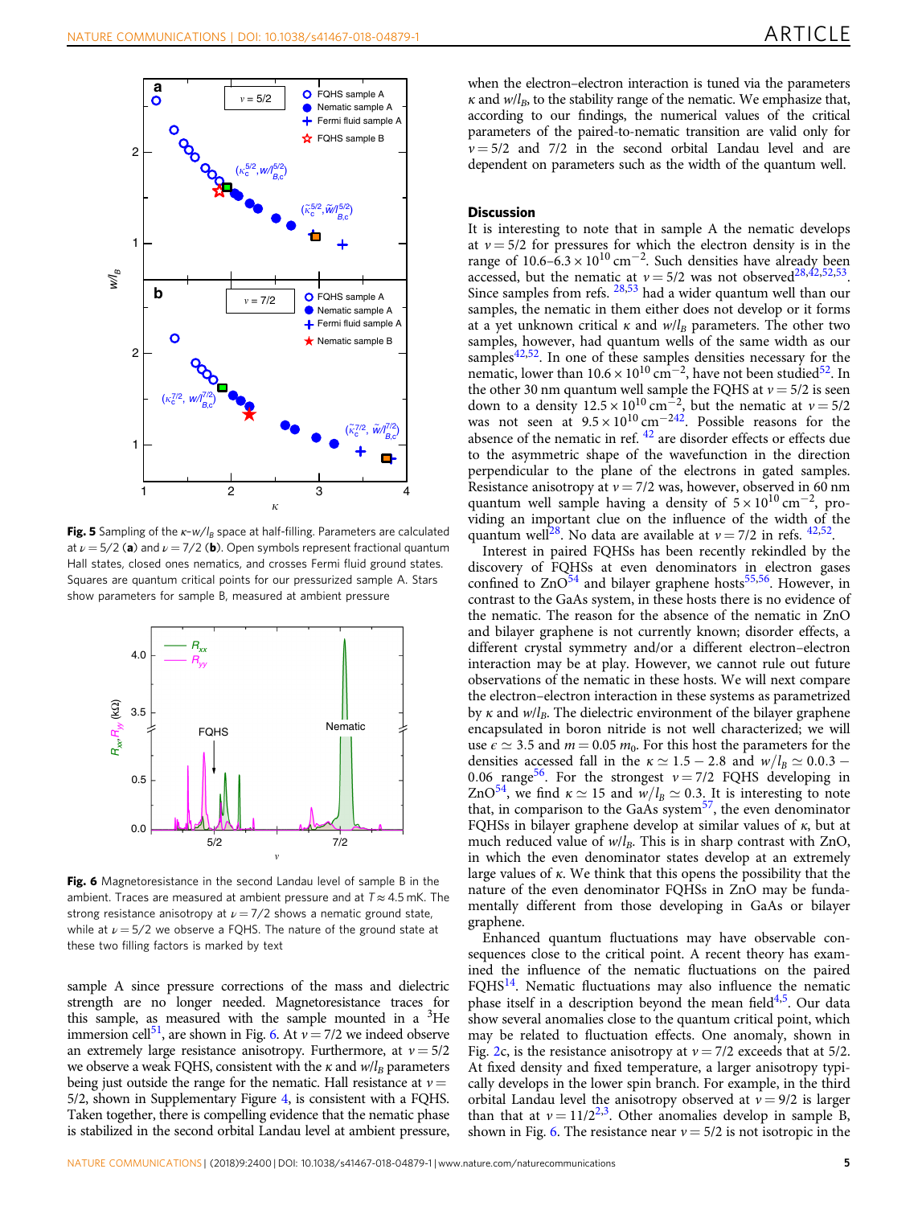Fig. 5 Sampling of the $\kappa$–$w/l_B$ space at half-filling. Parameters are calculated at $\nu = 5/2$ (**a**) and $\nu = 7/2$ (**b**). Open symbols represent fractional quantum Hall states, closed ones nematics, and crosses Fermi fluid ground states. Squares are quantum critical points for our pressurized sample A. Stars show parameters for sample B, measured at ambient pressure

Fig. 6 Magnetoresistance in the second Landau level of sample B in the ambient. Traces are measured at ambient pressure and at $T \approx 4.5$ mK. The strong resistance anisotropy at $\nu = 7/2$ shows a nematic ground state, while at $\nu = 5/2$ we observe a FQHS. The nature of the ground state at these two filling factors is marked by text

sample A since pressure corrections of the mass and dielectric strength are no longer needed. Magnetoresistance traces for this sample, as measured with the sample mounted in a $^3$He immersion cell[51], are shown in Fig. 6. At $\nu = 7/2$ we indeed observe an extremely large resistance anisotropy. Furthermore, at $\nu = 5/2$ we observe a weak FQHS, consistent with the $\kappa$ and $w/l_B$ parameters being just outside the range for the nematic. Hall resistance at $\nu = 5/2$, shown in Supplementary Figure 4, is consistent with a FQHS. Taken together, there is compelling evidence that the nematic phase is stabilized in the second orbital Landau level at ambient pressure, when the electron–electron interaction is tuned via the parameters $\kappa$ and $w/l_B$, to the stability range of the nematic. We emphasize that, according to our findings, the numerical values of the critical parameters of the paired-to-nematic transition are valid only for $\nu = 5/2$ and $7/2$ in the second orbital Landau level and are dependent on parameters such as the width of the quantum well.

## Discussion

It is interesting to note that in sample A the nematic develops at $\nu = 5/2$ for pressures for which the electron density is in the range of $10.6$–$6.3 \times 10^{10}$ cm$^{-2}$. Such densities have already been accessed, but the nematic at $\nu = 5/2$ was not observed[28,42,52,53]. Since samples from refs. [28,53] had a wider quantum well than our samples, the nematic in them either does not develop or it forms at a yet unknown critical $\kappa$ and $w/l_B$ parameters. The other two samples, however, had quantum wells of the same width as our samples[42,52]. In one of these samples densities necessary for the nematic, lower than $10.6 \times 10^{10}$ cm$^{-2}$, have not been studied[52]. In the other 30 nm quantum well sample the FQHS at $\nu = 5/2$ is seen down to a density $12.5 \times 10^{10}$ cm$^{-2}$, but the nematic at $\nu = 5/2$ was not seen at $9.5 \times 10^{10}$ cm$^{-2}$[42]. Possible reasons for the absence of the nematic in ref. [42] are disorder effects or effects due to the asymmetric shape of the wavefunction in the direction perpendicular to the plane of the electrons in gated samples. Resistance anisotropy at $\nu = 7/2$ was, however, observed in 60 nm quantum well sample having a density of $5 \times 10^{10}$ cm$^{-2}$, providing an important clue on the influence of the width of the quantum well[28]. No data are available at $\nu = 7/2$ in refs. [42,52].

Interest in paired FQHSs has been recently rekindled by the discovery of FQHSs at even denominators in electron gases confined to ZnO[54] and bilayer graphene hosts[55,56]. However, in contrast to the GaAs system, in these hosts there is no evidence of the nematic. The reason for the absence of the nematic in ZnO and bilayer graphene is not currently known; disorder effects, a different crystal symmetry and/or a different electron–electron interaction may be at play. However, we cannot rule out future observations of the nematic in these hosts. We will next compare the electron–electron interaction in these systems as parametrized by $\kappa$ and $w/l_B$. The dielectric environment of the bilayer graphene encapsulated in boron nitride is not well characterized; we will use $\epsilon \simeq 3.5$ and $m = 0.05\, m_0$. For this host the parameters for the densities accessed fall in the $\kappa \simeq 1.5 - 2.8$ and $w/l_B \simeq 0.03 - 0.06$ range[56]. For the strongest $\nu = 7/2$ FQHS developing in ZnO[54], we find $\kappa \simeq 15$ and $w/l_B \simeq 0.3$. It is interesting to note that, in comparison to the GaAs system[57], the even denominator FQHSs in bilayer graphene develop at similar values of $\kappa$, but at much reduced value of $w/l_B$. This is in sharp contrast with ZnO, in which the even denominator states develop at an extremely large values of $\kappa$. We think that this opens the possibility that the nature of the even denominator FQHSs in ZnO may be fundamentally different from those developing in GaAs or bilayer graphene.

Enhanced quantum fluctuations may have observable consequences close to the critical point. A recent theory has examined the influence of the nematic fluctuations on the paired FQHS[14]. Nematic fluctuations may also influence the nematic phase itself in a description beyond the mean field[4,5]. Our data show several anomalies close to the quantum critical point, which may be related to fluctuation effects. One anomaly, shown in Fig. 2c, is the resistance anisotropy at $\nu = 7/2$ exceeds that at 5/2. At fixed density and fixed temperature, a larger anisotropy typically develops in the lower spin branch. For example, in the third orbital Landau level the anisotropy observed at $\nu = 9/2$ is larger than that at $\nu = 11/2$[2,3]. Other anomalies develop in sample B, shown in Fig. 6. The resistance near $\nu = 5/2$ is not isotropic in the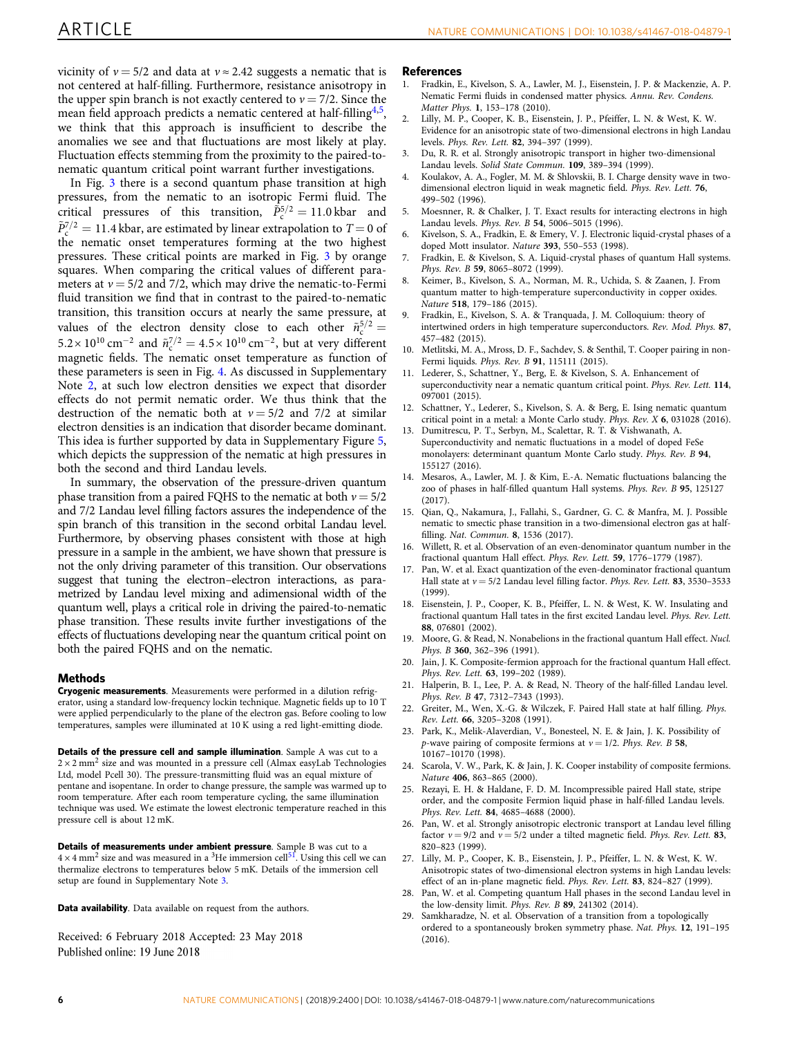vicinity of $\nu = 5/2$ and data at $\nu \approx 2.42$ suggests a nematic that is not centered at half-filling. Furthermore, resistance anisotropy in the upper spin branch is not exactly centered to $\nu = 7/2$. Since the mean field approach predicts a nematic centered at half-filling[4,5], we think that this approach is insufficient to describe the anomalies we see and that fluctuations are most likely at play. Fluctuation effects stemming from the proximity to the paired-to-nematic quantum critical point warrant further investigations.

In Fig. 3 there is a second quantum phase transition at high pressures, from the nematic to an isotropic Fermi fluid. The critical pressures of this transition, $\tilde{P}_c^{5/2} = 11.0\,\text{kbar}$ and $\tilde{P}_c^{7/2} = 11.4\,\text{kbar}$, are estimated by linear extrapolation to $T = 0$ of the nematic onset temperatures forming at the two highest pressures. These critical points are marked in Fig. 3 by orange squares. When comparing the critical values of different parameters at $\nu = 5/2$ and 7/2, which may drive the nematic-to-Fermi fluid transition we find that in contrast to the paired-to-nematic transition, this transition occurs at nearly the same pressure, at values of the electron density close to each other $\tilde{n}_c^{5/2} = 5.2 \times 10^{10}\,\text{cm}^{-2}$ and $\tilde{n}_c^{7/2} = 4.5 \times 10^{10}\,\text{cm}^{-2}$, but at very different magnetic fields. The nematic onset temperature as function of these parameters is seen in Fig. 4. As discussed in Supplementary Note 2, at such low electron densities we expect that disorder effects do not permit nematic order. We thus think that the destruction of the nematic both at $\nu = 5/2$ and 7/2 at similar electron densities is an indication that disorder became dominant. This idea is further supported by data in Supplementary Figure 5, which depicts the suppression of the nematic at high pressures in both the second and third Landau levels.

In summary, the observation of the pressure-driven quantum phase transition from a paired FQHS to the nematic at both $\nu = 5/2$ and 7/2 Landau level filling factors assures the independence of the spin branch of this transition in the second orbital Landau level. Furthermore, by observing phases consistent with those at high pressure in a sample in the ambient, we have shown that pressure is not the only driving parameter of this transition. Our observations suggest that tuning the electron–electron interactions, as parametrized by Landau level mixing and adimensional width of the quantum well, plays a critical role in driving the paired-to-nematic phase transition. These results invite further investigations of the effects of fluctuations developing near the quantum critical point on both the paired FQHS and on the nematic.

## Methods

**Cryogenic measurements**. Measurements were performed in a dilution refrigerator, using a standard low-frequency lockin technique. Magnetic fields up to 10 T were applied perpendicularly to the plane of the electron gas. Before cooling to low temperatures, samples were illuminated at 10 K using a red light-emitting diode.

**Details of the pressure cell and sample illumination**. Sample A was cut to a $2 \times 2\,\text{mm}^2$ size and was mounted in a pressure cell (Almax easyLab Technologies Ltd, model Pcell 30). The pressure-transmitting fluid was an equal mixture of pentane and isopentane. In order to change pressure, the sample was warmed up to room temperature. After each room temperature cycling, the same illumination technique was used. We estimate the lowest electronic temperature reached in this pressure cell is about 12 mK.

**Details of measurements under ambient pressure**. Sample B was cut to a $4 \times 4\,\text{mm}^2$ size and was measured in a $^3$He immersion cell[51]. Using this cell we can thermalize electrons to temperatures below 5 mK. Details of the immersion cell setup are found in Supplementary Note 3.

**Data availability**. Data available on request from the authors.

Received: 6 February 2018 Accepted: 23 May 2018
Published online: 19 June 2018

## References

1. Fradkin, E., Kivelson, S. A., Lawler, M. J., Eisenstein, J. P. & Mackenzie, A. P. Nematic Fermi fluids in condensed matter physics. *Annu. Rev. Condens. Matter Phys.* **1**, 153–178 (2010).
2. Lilly, M. P., Cooper, K. B., Eisenstein, J. P., Pfeiffer, L. N. & West, K. W. Evidence for an anisotropic state of two-dimensional electrons in high Landau levels. *Phys. Rev. Lett.* **82**, 394–397 (1999).
3. Du, R. R. et al. Strongly anisotropic transport in higher two-dimensional Landau levels. *Solid State Commun.* **109**, 389–394 (1999).
4. Koulakov, A. A., Fogler, M. M. & Shlovskii, B. I. Charge density wave in two-dimensional electron liquid in weak magnetic field. *Phys. Rev. Lett.* **76**, 499–502 (1996).
5. Moesnner, R. & Chalker, J. T. Exact results for interacting electrons in high Landau levels. *Phys. Rev. B* **54**, 5006–5015 (1996).
6. Kivelson, S. A., Fradkin, E. & Emery, V. J. Electronic liquid-crystal phases of a doped Mott insulator. *Nature* **393**, 550–553 (1998).
7. Fradkin, E. & Kivelson, S. A. Liquid-crystal phases of quantum Hall systems. *Phys. Rev. B* **59**, 8065–8072 (1999).
8. Keimer, B., Kivelson, S. A., Norman, M. R., Uchida, S. & Zaanen, J. From quantum matter to high-temperature superconductivity in copper oxides. *Nature* **518**, 179–186 (2015).
9. Fradkin, E., Kivelson, S. A. & Tranquada, J. M. Colloquium: theory of intertwined orders in high temperature superconductors. *Rev. Mod. Phys.* **87**, 457–482 (2015).
10. Metlitski, M. A., Mross, D. F., Sachdev, S. & Senthil, T. Cooper pairing in non-Fermi liquids. *Phys. Rev. B* **91**, 115111 (2015).
11. Lederer, S., Schattner, Y., Berg, E. & Kivelson, S. A. Enhancement of superconductivity near a nematic quantum critical point. *Phys. Rev. Lett.* **114**, 097001 (2015).
12. Schattner, Y., Lederer, S., Kivelson, S. A. & Berg, E. Ising nematic quantum critical point in a metal: a Monte Carlo study. *Phys. Rev. X* **6**, 031028 (2016).
13. Dumitrescu, P. T., Serbyn, M., Scalettar, R. T. & Vishwanath, A. Superconductivity and nematic fluctuations in a model of doped FeSe monolayers: determinant quantum Monte Carlo study. *Phys. Rev. B* **94**, 155127 (2016).
14. Mesaros, A., Lawler, M. J. & Kim, E.-A. Nematic fluctuations balancing the zoo of phases in half-filled quantum Hall systems. *Phys. Rev. B* **95**, 125127 (2017).
15. Qian, Q., Nakamura, J., Fallahi, S., Gardner, G. C. & Manfra, M. J. Possible nematic to smectic phase transition in a two-dimensional electron gas at half-filling. *Nat. Commun.* **8**, 1536 (2017).
16. Willett, R. et al. Observation of an even-denominator quantum number in the fractional quantum Hall effect. *Phys. Rev. Lett.* **59**, 1776–1779 (1987).
17. Pan, W. et al. Exact quantization of the even-denominator fractional quantum Hall state at $\nu = 5/2$ Landau level filling factor. *Phys. Rev. Lett.* **83**, 3530–3533 (1999).
18. Eisenstein, J. P., Cooper, K. B., Pfeiffer, L. N. & West, K. W. Insulating and fractional quantum Hall tates in the first excited Landau level. *Phys. Rev. Lett.* **88**, 076801 (2002).
19. Moore, G. & Read, N. Nonabelions in the fractional quantum Hall effect. *Nucl. Phys. B* **360**, 362–396 (1991).
20. Jain, J. K. Composite-fermion approach for the fractional quantum Hall effect. *Phys. Rev. Lett.* **63**, 199–202 (1989).
21. Halperin, B. I., Lee, P. A. & Read, N. Theory of the half-filled Landau level. *Phys. Rev. B* **47**, 7312–7343 (1993).
22. Greiter, M., Wen, X.-G. & Wilczek, F. Paired Hall state at half filling. *Phys. Rev. Lett.* **66**, 3205–3208 (1991).
23. Park, K., Melik-Alaverdian, V., Bonesteel, N. E. & Jain, J. K. Possibility of *p*-wave pairing of composite fermions at $\nu = 1/2$. *Phys. Rev. B* **58**, 10167–10170 (1998).
24. Scarola, V. W., Park, K. & Jain, J. K. Cooper instability of composite fermions. *Nature* **406**, 863–865 (2000).
25. Rezayi, E. H. & Haldane, F. D. M. Incompressible paired Hall state, stripe order, and the composite Fermion liquid phase in half-filled Landau levels. *Phys. Rev. Lett.* **84**, 4685–4688 (2000).
26. Pan, W. et al. Strongly anisotropic electronic transport at Landau level filling factor $\nu = 9/2$ and $\nu = 5/2$ under a tilted magnetic field. *Phys. Rev. Lett.* **83**, 820–823 (1999).
27. Lilly, M. P., Cooper, K. B., Eisenstein, J. P., Pfeiffer, L. N. & West, K. W. Anisotropic states of two-dimensional electron systems in high Landau levels: effect of an in-plane magnetic field. *Phys. Rev. Lett.* **83**, 824–827 (1999).
28. Pan, W. et al. Competing quantum Hall phases in the second Landau level in the low-density limit. *Phys. Rev. B* **89**, 241302 (2014).
29. Samkharadze, N. et al. Observation of a transition from a topologically ordered to a spontaneously broken symmetry phase. *Nat. Phys.* **12**, 191–195 (2016).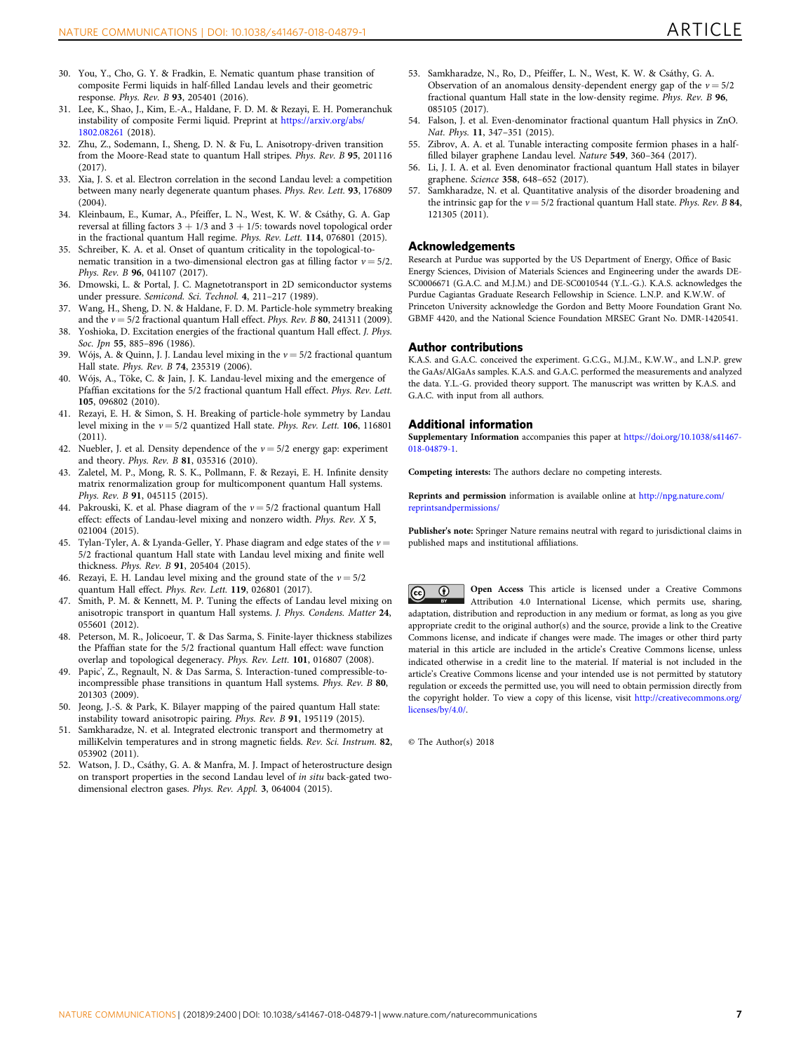30. You, Y., Cho, G. Y. & Fradkin, E. Nematic quantum phase transition of composite Fermi liquids in half-filled Landau levels and their geometric response. *Phys. Rev. B* **93**, 205401 (2016).
31. Lee, K., Shao, J., Kim, E.-A., Haldane, F. D. M. & Rezayi, E. H. Pomeranchuk instability of composite Fermi liquid. Preprint at https://arxiv.org/abs/1802.08261 (2018).
32. Zhu, Z., Sodemann, I., Sheng, D. N. & Fu, L. Anisotropy-driven transition from the Moore-Read state to quantum Hall stripes. *Phys. Rev. B* **95**, 201116 (2017).
33. Xia, J. S. et al. Electron correlation in the second Landau level: a competition between many nearly degenerate quantum phases. *Phys. Rev. Lett.* **93**, 176809 (2004).
34. Kleinbaum, E., Kumar, A., Pfeiffer, L. N., West, K. W. & Csáthy, G. A. Gap reversal at filling factors 3 + 1/3 and 3 + 1/5: towards novel topological order in the fractional quantum Hall regime. *Phys. Rev. Lett.* **114**, 076801 (2015).
35. Schreiber, K. A. et al. Onset of quantum criticality in the topological-to-nematic transition in a two-dimensional electron gas at filling factor $\nu = 5/2$. *Phys. Rev. B* **96**, 041107 (2017).
36. Dmowski, L. & Portal, J. C. Magnetotransport in 2D semiconductor systems under pressure. *Semicond. Sci. Technol.* **4**, 211–217 (1989).
37. Wang, H., Sheng, D. N. & Haldane, F. D. M. Particle-hole symmetry breaking and the $\nu = 5/2$ fractional quantum Hall effect. *Phys. Rev. B* **80**, 241311 (2009).
38. Yoshioka, D. Excitation energies of the fractional quantum Hall effect. *J. Phys. Soc. Jpn* **55**, 885–896 (1986).
39. Wójs, A. & Quinn, J. J. Landau level mixing in the $\nu = 5/2$ fractional quantum Hall state. *Phys. Rev. B* **74**, 235319 (2006).
40. Wójs, A., Töke, C. & Jain, J. K. Landau-level mixing and the emergence of Pfaffian excitations for the 5/2 fractional quantum Hall effect. *Phys. Rev. Lett.* **105**, 096802 (2010).
41. Rezayi, E. H. & Simon, S. H. Breaking of particle-hole symmetry by Landau level mixing in the $\nu = 5/2$ quantized Hall state. *Phys. Rev. Lett.* **106**, 116801 (2011).
42. Nuebler, J. et al. Density dependence of the $\nu = 5/2$ energy gap: experiment and theory. *Phys. Rev. B* **81**, 035316 (2010).
43. Zaletel, M. P., Mong, R. S. K., Pollmann, F. & Rezayi, E. H. Infinite density matrix renormalization group for multicomponent quantum Hall systems. *Phys. Rev. B* **91**, 045115 (2015).
44. Pakrouski, K. et al. Phase diagram of the $\nu = 5/2$ fractional quantum Hall effect: effects of Landau-level mixing and nonzero width. *Phys. Rev. X* **5**, 021004 (2015).
45. Tylan-Tyler, A. & Lyanda-Geller, Y. Phase diagram and edge states of the $\nu = 5/2$ fractional quantum Hall state with Landau level mixing and finite well thickness. *Phys. Rev. B* **91**, 205404 (2015).
46. Rezayi, E. H. Landau level mixing and the ground state of the $\nu = 5/2$ quantum Hall effect. *Phys. Rev. Lett.* **119**, 026801 (2017).
47. Smith, P. M. & Kennett, M. P. Tuning the effects of Landau level mixing on anisotropic transport in quantum Hall systems. *J. Phys. Condens. Matter* **24**, 055601 (2012).
48. Peterson, M. R., Jolicoeur, T. & Das Sarma, S. Finite-layer thickness stabilizes the Pfaffian state for the 5/2 fractional quantum Hall effect: wave function overlap and topological degeneracy. *Phys. Rev. Lett.* **101**, 016807 (2008).
49. Papic', Z., Regnault, N. & Das Sarma, S. Interaction-tuned compressible-to-incompressible phase transitions in quantum Hall systems. *Phys. Rev. B* **80**, 201303 (2009).
50. Jeong, J.-S. & Park, K. Bilayer mapping of the paired quantum Hall state: instability toward anisotropic pairing. *Phys. Rev. B* **91**, 195119 (2015).
51. Samkharadze, N. et al. Integrated electronic transport and thermometry at milliKelvin temperatures and in strong magnetic fields. *Rev. Sci. Instrum.* **82**, 053902 (2011).
52. Watson, J. D., Csáthy, G. A. & Manfra, M. J. Impact of heterostructure design on transport properties in the second Landau level of *in situ* back-gated two-dimensional electron gases. *Phys. Rev. Appl.* **3**, 064004 (2015).
53. Samkharadze, N., Ro, D., Pfeiffer, L. N., West, K. W. & Csáthy, G. A. Observation of an anomalous density-dependent energy gap of the $\nu = 5/2$ fractional quantum Hall state in the low-density regime. *Phys. Rev. B* **96**, 085105 (2017).
54. Falson, J. et al. Even-denominator fractional quantum Hall physics in ZnO. *Nat. Phys.* **11**, 347–351 (2015).
55. Zibrov, A. A. et al. Tunable interacting composite fermion phases in a half-filled bilayer graphene Landau level. *Nature* **549**, 360–364 (2017).
56. Li, J. I. A. et al. Even denominator fractional quantum Hall states in bilayer graphene. *Science* **358**, 648–652 (2017).
57. Samkharadze, N. et al. Quantitative analysis of the disorder broadening and the intrinsic gap for the $\nu = 5/2$ fractional quantum Hall state. *Phys. Rev. B* **84**, 121305 (2011).

## Acknowledgements

Research at Purdue was supported by the US Department of Energy, Office of Basic Energy Sciences, Division of Materials Sciences and Engineering under the awards DE-SC0006671 (G.A.C. and M.J.M.) and DE-SC0010544 (Y.L.-G.). K.A.S. acknowledges the Purdue Cagiantas Graduate Research Fellowship in Science. L.N.P. and K.W.W. of Princeton University acknowledge the Gordon and Betty Moore Foundation Grant No. GBMF 4420, and the National Science Foundation MRSEC Grant No. DMR-1420541.

## Author contributions

K.A.S. and G.A.C. conceived the experiment. G.C.G., M.J.M., K.W.W., and L.N.P. grew the GaAs/AlGaAs samples. K.A.S. and G.A.C. performed the measurements and analyzed the data. Y.L.-G. provided theory support. The manuscript was written by K.A.S. and G.A.C. with input from all authors.

## Additional information

**Supplementary Information** accompanies this paper at https://doi.org/10.1038/s41467-018-04879-1.

**Competing interests:** The authors declare no competing interests.

**Reprints and permission** information is available online at http://npg.nature.com/reprintsandpermissions/

**Publisher's note:** Springer Nature remains neutral with regard to jurisdictional claims in published maps and institutional affiliations.

**Open Access** This article is licensed under a Creative Commons Attribution 4.0 International License, which permits use, sharing, adaptation, distribution and reproduction in any medium or format, as long as you give appropriate credit to the original author(s) and the source, provide a link to the Creative Commons license, and indicate if changes were made. The images or other third party material in this article are included in the article's Creative Commons license, unless indicated otherwise in a credit line to the material. If material is not included in the article's Creative Commons license and your intended use is not permitted by statutory regulation or exceeds the permitted use, you will need to obtain permission directly from the copyright holder. To view a copy of this license, visit http://creativecommons.org/licenses/by/4.0/.

© The Author(s) 2018